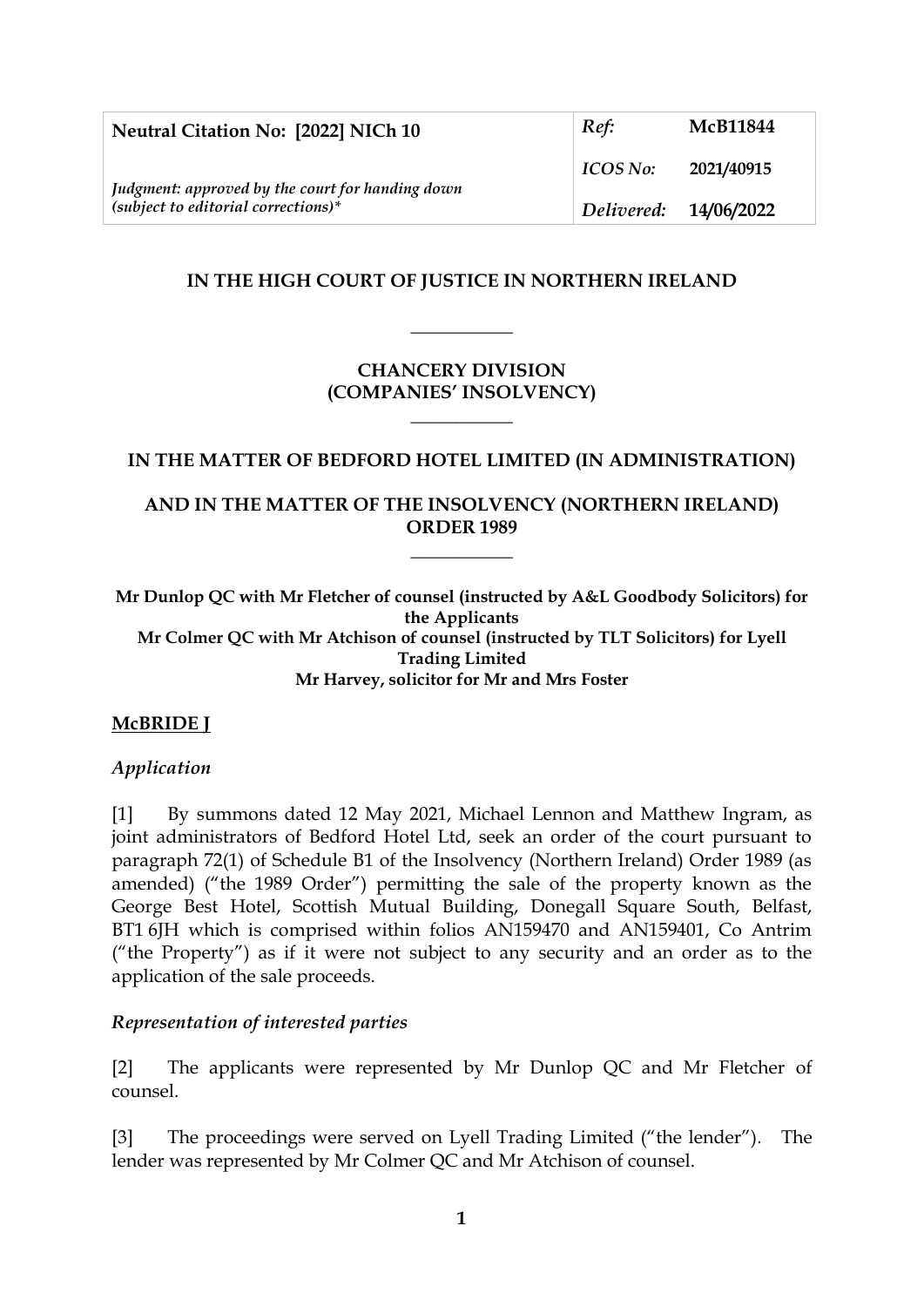| Neutral Citation No: [2022] NICh 10 | *Ref:* | **McB11844** |
|---|---|---|
| | *ICOS No:* | **2021/40915** |
| *Judgment: approved by the court for handing down (subject to editorial corrections)** | *Delivered:* | **14/06/2022** |

**IN THE HIGH COURT OF JUSTICE IN NORTHERN IRELAND**

\_\_\_\_\_\_\_\_\_\_\_\_

**CHANCERY DIVISION**
**(COMPANIES' INSOLVENCY)**

\_\_\_\_\_\_\_\_\_\_\_\_

**IN THE MATTER OF BEDFORD HOTEL LIMITED (IN ADMINISTRATION)**

**AND IN THE MATTER OF THE INSOLVENCY (NORTHERN IRELAND) ORDER 1989**

\_\_\_\_\_\_\_\_\_\_\_\_

**Mr Dunlop QC with Mr Fletcher of counsel (instructed by A&L Goodbody Solicitors) for the Applicants**
**Mr Colmer QC with Mr Atchison of counsel (instructed by TLT Solicitors) for Lyell Trading Limited**
**Mr Harvey, solicitor for Mr and Mrs Foster**

**McBRIDE J**

*Application*

[1] By summons dated 12 May 2021, Michael Lennon and Matthew Ingram, as joint administrators of Bedford Hotel Ltd, seek an order of the court pursuant to paragraph 72(1) of Schedule B1 of the Insolvency (Northern Ireland) Order 1989 (as amended) ("the 1989 Order") permitting the sale of the property known as the George Best Hotel, Scottish Mutual Building, Donegall Square South, Belfast, BT1 6JH which is comprised within folios AN159470 and AN159401, Co Antrim ("the Property") as if it were not subject to any security and an order as to the application of the sale proceeds.

*Representation of interested parties*

[2] The applicants were represented by Mr Dunlop QC and Mr Fletcher of counsel.

[3] The proceedings were served on Lyell Trading Limited ("the lender"). The lender was represented by Mr Colmer QC and Mr Atchison of counsel.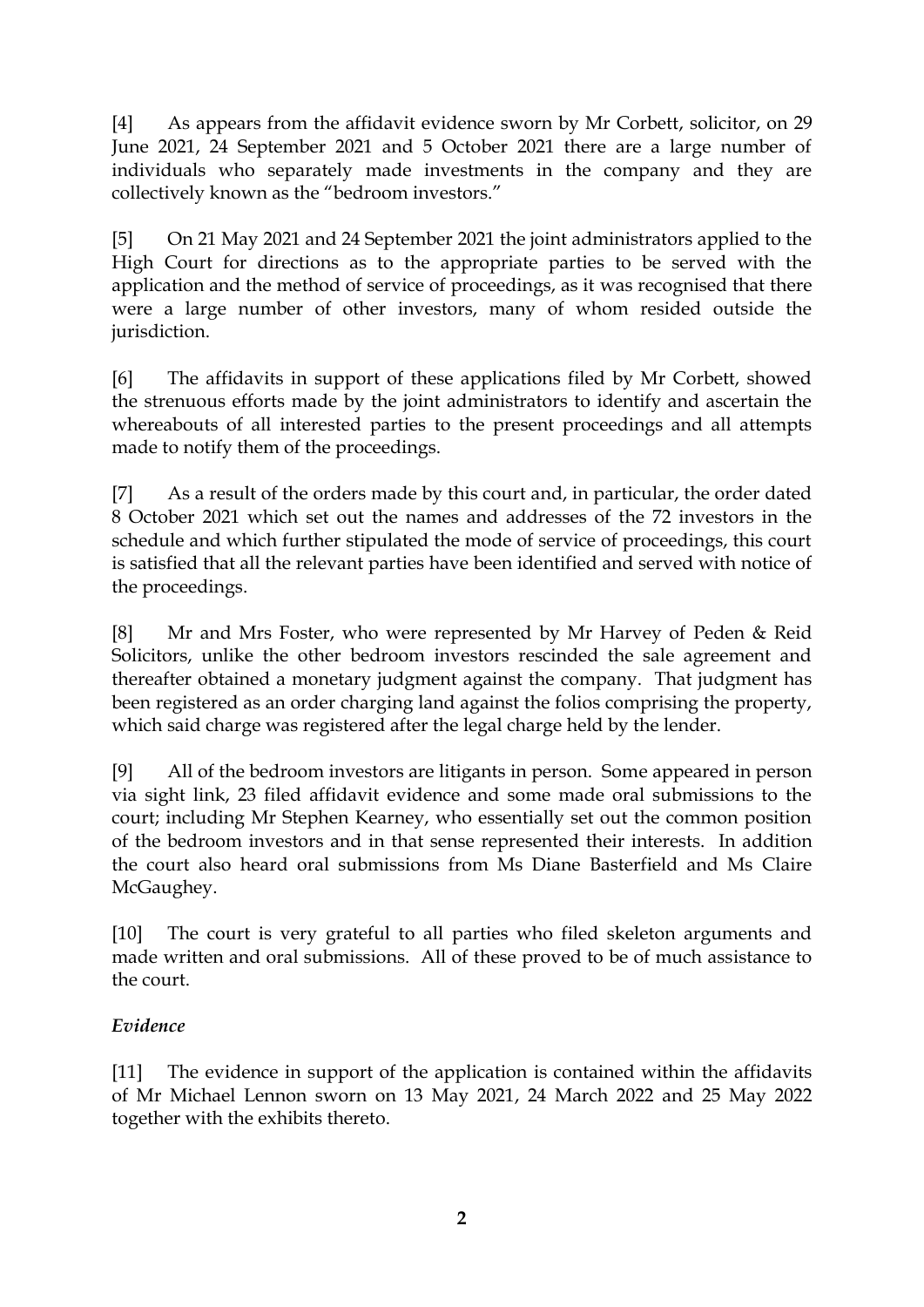[4] As appears from the affidavit evidence sworn by Mr Corbett, solicitor, on 29 June 2021, 24 September 2021 and 5 October 2021 there are a large number of individuals who separately made investments in the company and they are collectively known as the "bedroom investors."

[5] On 21 May 2021 and 24 September 2021 the joint administrators applied to the High Court for directions as to the appropriate parties to be served with the application and the method of service of proceedings, as it was recognised that there were a large number of other investors, many of whom resided outside the jurisdiction.

[6] The affidavits in support of these applications filed by Mr Corbett, showed the strenuous efforts made by the joint administrators to identify and ascertain the whereabouts of all interested parties to the present proceedings and all attempts made to notify them of the proceedings.

[7] As a result of the orders made by this court and, in particular, the order dated 8 October 2021 which set out the names and addresses of the 72 investors in the schedule and which further stipulated the mode of service of proceedings, this court is satisfied that all the relevant parties have been identified and served with notice of the proceedings.

[8] Mr and Mrs Foster, who were represented by Mr Harvey of Peden & Reid Solicitors, unlike the other bedroom investors rescinded the sale agreement and thereafter obtained a monetary judgment against the company. That judgment has been registered as an order charging land against the folios comprising the property, which said charge was registered after the legal charge held by the lender.

[9] All of the bedroom investors are litigants in person. Some appeared in person via sight link, 23 filed affidavit evidence and some made oral submissions to the court; including Mr Stephen Kearney, who essentially set out the common position of the bedroom investors and in that sense represented their interests. In addition the court also heard oral submissions from Ms Diane Basterfield and Ms Claire McGaughey.

[10] The court is very grateful to all parties who filed skeleton arguments and made written and oral submissions. All of these proved to be of much assistance to the court.

### *Evidence*

[11] The evidence in support of the application is contained within the affidavits of Mr Michael Lennon sworn on 13 May 2021, 24 March 2022 and 25 May 2022 together with the exhibits thereto.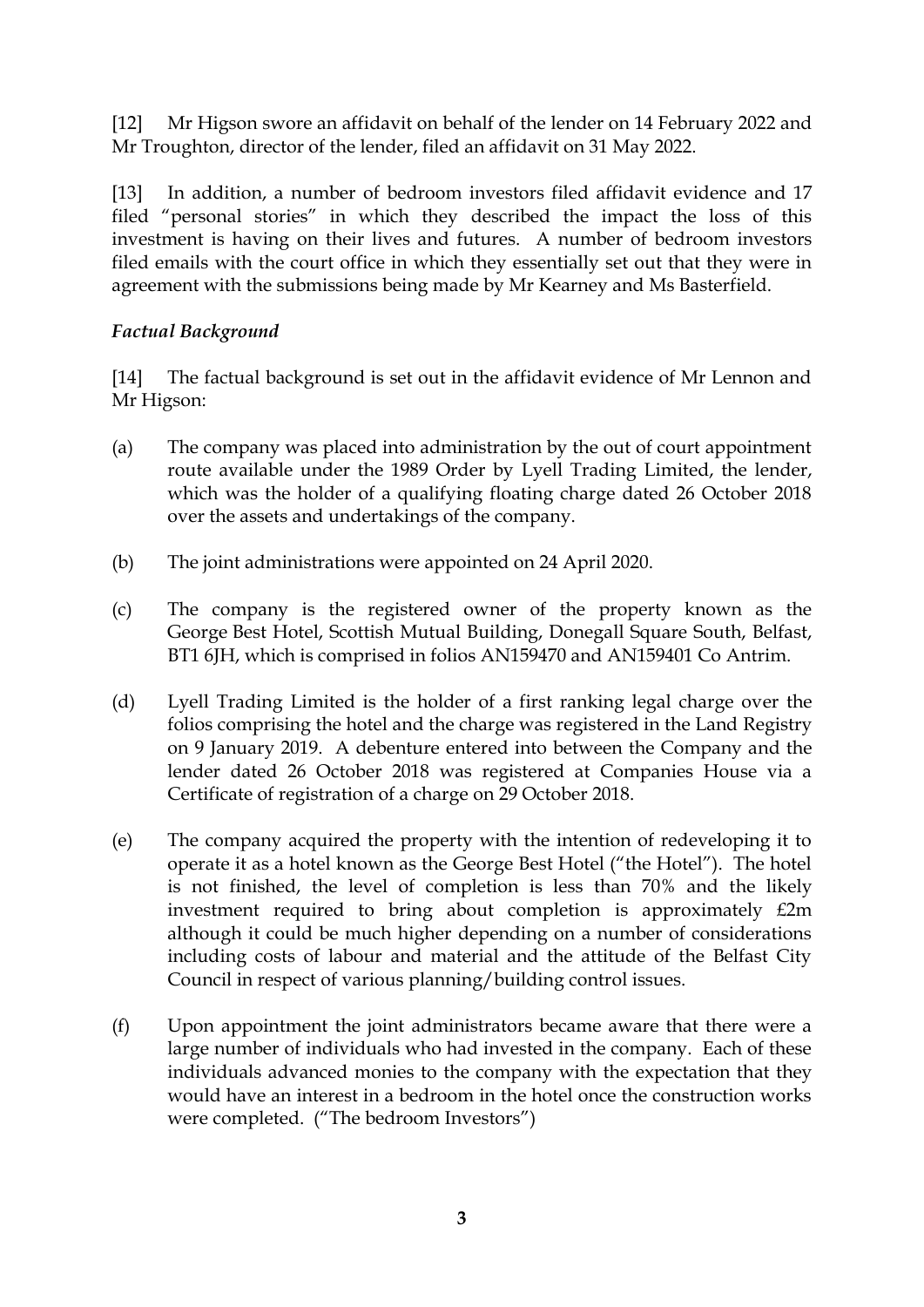[12] Mr Higson swore an affidavit on behalf of the lender on 14 February 2022 and Mr Troughton, director of the lender, filed an affidavit on 31 May 2022.

[13] In addition, a number of bedroom investors filed affidavit evidence and 17 filed "personal stories" in which they described the impact the loss of this investment is having on their lives and futures. A number of bedroom investors filed emails with the court office in which they essentially set out that they were in agreement with the submissions being made by Mr Kearney and Ms Basterfield.

### *Factual Background*

[14] The factual background is set out in the affidavit evidence of Mr Lennon and Mr Higson:

(a) The company was placed into administration by the out of court appointment route available under the 1989 Order by Lyell Trading Limited, the lender, which was the holder of a qualifying floating charge dated 26 October 2018 over the assets and undertakings of the company.

(b) The joint administrations were appointed on 24 April 2020.

(c) The company is the registered owner of the property known as the George Best Hotel, Scottish Mutual Building, Donegall Square South, Belfast, BT1 6JH, which is comprised in folios AN159470 and AN159401 Co Antrim.

(d) Lyell Trading Limited is the holder of a first ranking legal charge over the folios comprising the hotel and the charge was registered in the Land Registry on 9 January 2019. A debenture entered into between the Company and the lender dated 26 October 2018 was registered at Companies House via a Certificate of registration of a charge on 29 October 2018.

(e) The company acquired the property with the intention of redeveloping it to operate it as a hotel known as the George Best Hotel ("the Hotel"). The hotel is not finished, the level of completion is less than 70% and the likely investment required to bring about completion is approximately £2m although it could be much higher depending on a number of considerations including costs of labour and material and the attitude of the Belfast City Council in respect of various planning/building control issues.

(f) Upon appointment the joint administrators became aware that there were a large number of individuals who had invested in the company. Each of these individuals advanced monies to the company with the expectation that they would have an interest in a bedroom in the hotel once the construction works were completed. ("The bedroom Investors")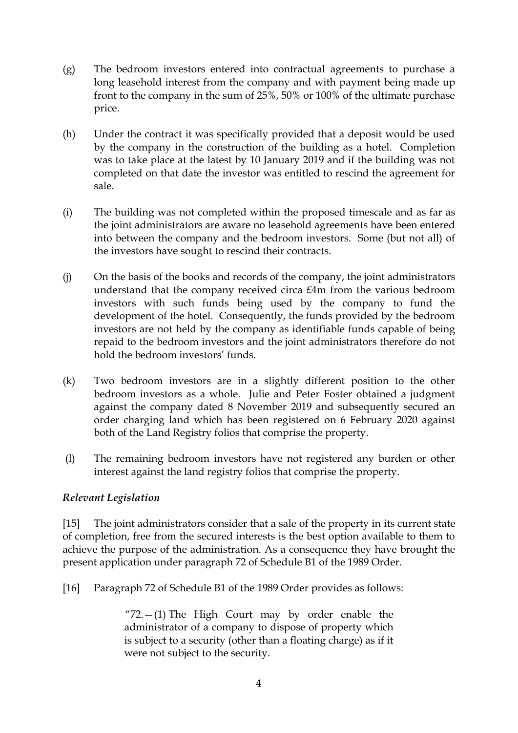(g) The bedroom investors entered into contractual agreements to purchase a long leasehold interest from the company and with payment being made up front to the company in the sum of 25%, 50% or 100% of the ultimate purchase price.

(h) Under the contract it was specifically provided that a deposit would be used by the company in the construction of the building as a hotel. Completion was to take place at the latest by 10 January 2019 and if the building was not completed on that date the investor was entitled to rescind the agreement for sale.

(i) The building was not completed within the proposed timescale and as far as the joint administrators are aware no leasehold agreements have been entered into between the company and the bedroom investors. Some (but not all) of the investors have sought to rescind their contracts.

(j) On the basis of the books and records of the company, the joint administrators understand that the company received circa £4m from the various bedroom investors with such funds being used by the company to fund the development of the hotel. Consequently, the funds provided by the bedroom investors are not held by the company as identifiable funds capable of being repaid to the bedroom investors and the joint administrators therefore do not hold the bedroom investors' funds.

(k) Two bedroom investors are in a slightly different position to the other bedroom investors as a whole. Julie and Peter Foster obtained a judgment against the company dated 8 November 2019 and subsequently secured an order charging land which has been registered on 6 February 2020 against both of the Land Registry folios that comprise the property.

(l) The remaining bedroom investors have not registered any burden or other interest against the land registry folios that comprise the property.

***Relevant Legislation***

[15] The joint administrators consider that a sale of the property in its current state of completion, free from the secured interests is the best option available to them to achieve the purpose of the administration. As a consequence they have brought the present application under paragraph 72 of Schedule B1 of the 1989 Order.

[16] Paragraph 72 of Schedule B1 of the 1989 Order provides as follows:

> "72.—(1) The High Court may by order enable the administrator of a company to dispose of property which is subject to a security (other than a floating charge) as if it were not subject to the security.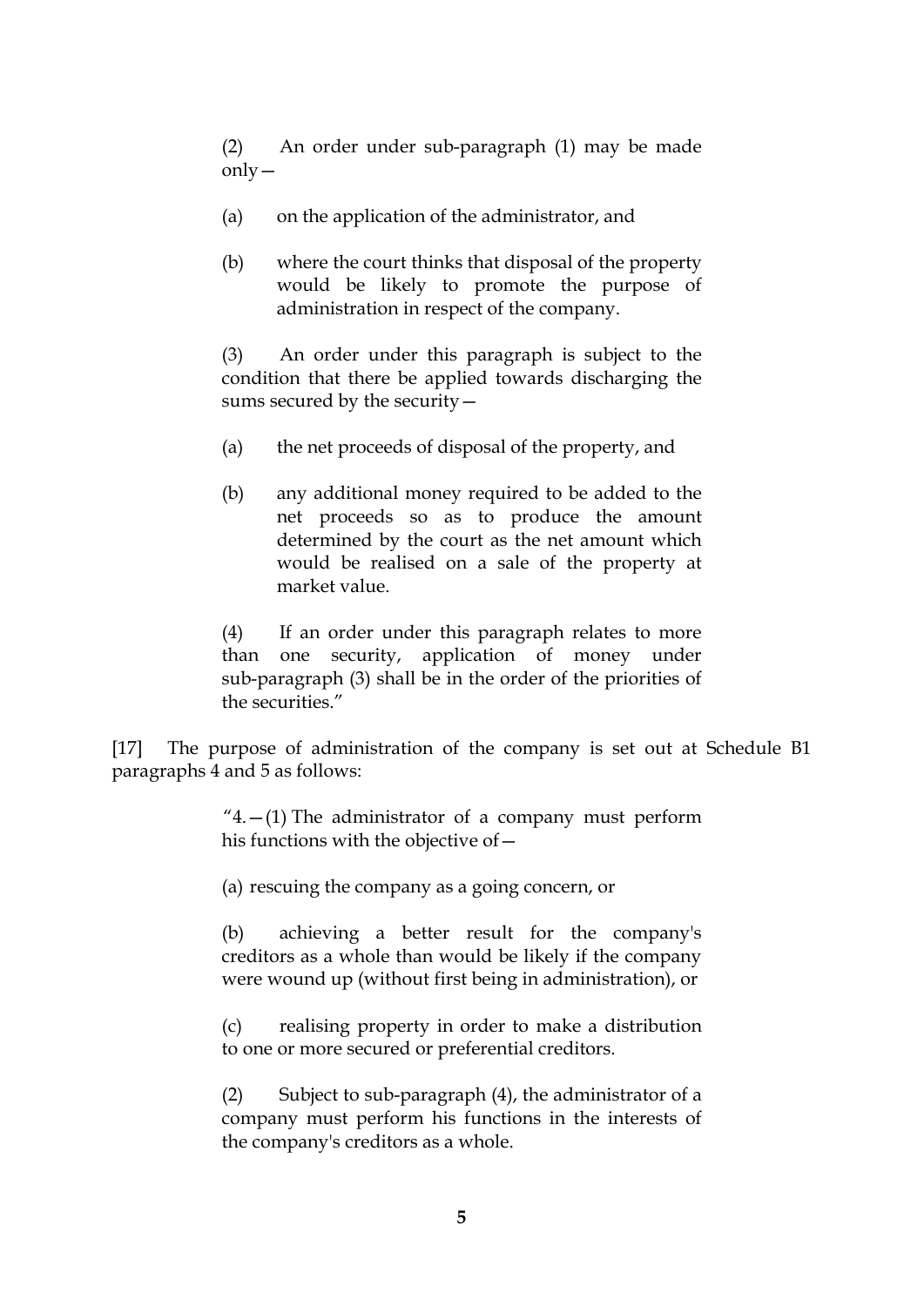> (2) An order under sub-paragraph (1) may be made only—
>
> (a) on the application of the administrator, and
>
> (b) where the court thinks that disposal of the property would be likely to promote the purpose of administration in respect of the company.
>
> (3) An order under this paragraph is subject to the condition that there be applied towards discharging the sums secured by the security—
>
> (a) the net proceeds of disposal of the property, and
>
> (b) any additional money required to be added to the net proceeds so as to produce the amount determined by the court as the net amount which would be realised on a sale of the property at market value.
>
> (4) If an order under this paragraph relates to more than one security, application of money under sub-paragraph (3) shall be in the order of the priorities of the securities."

[17] The purpose of administration of the company is set out at Schedule B1 paragraphs 4 and 5 as follows:

> "4.—(1) The administrator of a company must perform his functions with the objective of—
>
> (a) rescuing the company as a going concern, or
>
> (b) achieving a better result for the company's creditors as a whole than would be likely if the company were wound up (without first being in administration), or
>
> (c) realising property in order to make a distribution to one or more secured or preferential creditors.
>
> (2) Subject to sub-paragraph (4), the administrator of a company must perform his functions in the interests of the company's creditors as a whole.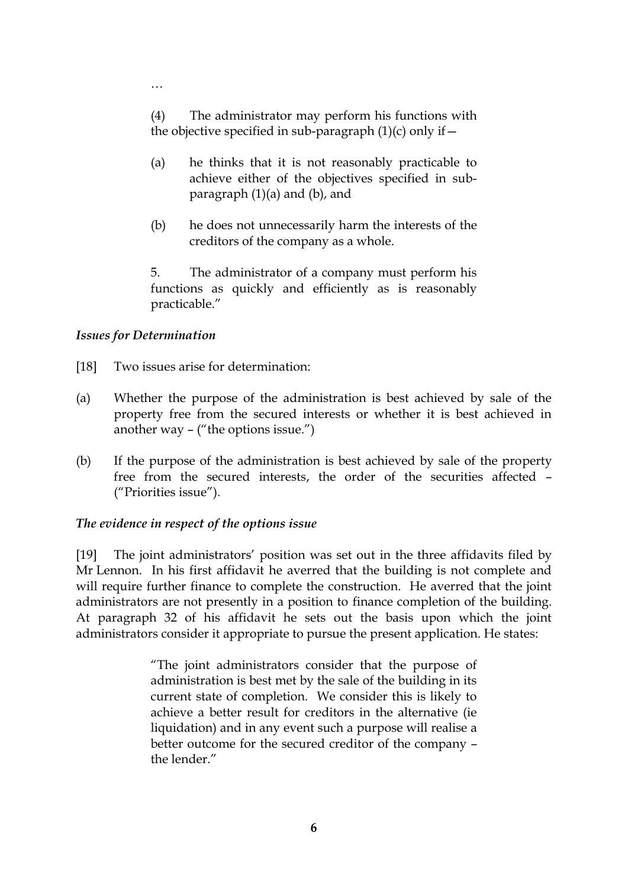…

> (4) The administrator may perform his functions with the objective specified in sub-paragraph (1)(c) only if—
>
> (a) he thinks that it is not reasonably practicable to achieve either of the objectives specified in sub-paragraph (1)(a) and (b), and
>
> (b) he does not unnecessarily harm the interests of the creditors of the company as a whole.
>
> 5. The administrator of a company must perform his functions as quickly and efficiently as is reasonably practicable."

### *Issues for Determination*

[18] Two issues arise for determination:

(a) Whether the purpose of the administration is best achieved by sale of the property free from the secured interests or whether it is best achieved in another way – ("the options issue.")

(b) If the purpose of the administration is best achieved by sale of the property free from the secured interests, the order of the securities affected – ("Priorities issue").

### *The evidence in respect of the options issue*

[19] The joint administrators' position was set out in the three affidavits filed by Mr Lennon. In his first affidavit he averred that the building is not complete and will require further finance to complete the construction. He averred that the joint administrators are not presently in a position to finance completion of the building. At paragraph 32 of his affidavit he sets out the basis upon which the joint administrators consider it appropriate to pursue the present application. He states:

> "The joint administrators consider that the purpose of administration is best met by the sale of the building in its current state of completion. We consider this is likely to achieve a better result for creditors in the alternative (ie liquidation) and in any event such a purpose will realise a better outcome for the secured creditor of the company – the lender."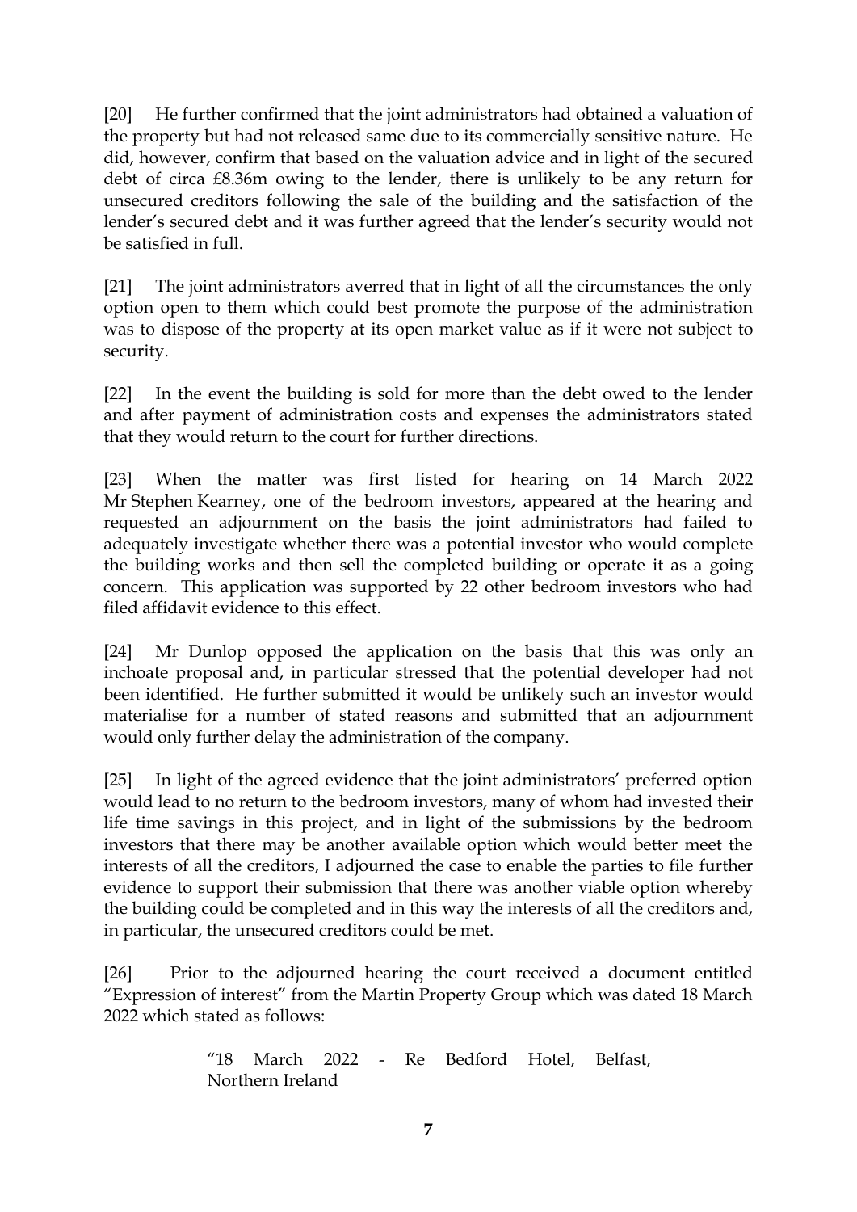[20] He further confirmed that the joint administrators had obtained a valuation of the property but had not released same due to its commercially sensitive nature. He did, however, confirm that based on the valuation advice and in light of the secured debt of circa £8.36m owing to the lender, there is unlikely to be any return for unsecured creditors following the sale of the building and the satisfaction of the lender's secured debt and it was further agreed that the lender's security would not be satisfied in full.

[21] The joint administrators averred that in light of all the circumstances the only option open to them which could best promote the purpose of the administration was to dispose of the property at its open market value as if it were not subject to security.

[22] In the event the building is sold for more than the debt owed to the lender and after payment of administration costs and expenses the administrators stated that they would return to the court for further directions.

[23] When the matter was first listed for hearing on 14 March 2022 Mr Stephen Kearney, one of the bedroom investors, appeared at the hearing and requested an adjournment on the basis the joint administrators had failed to adequately investigate whether there was a potential investor who would complete the building works and then sell the completed building or operate it as a going concern. This application was supported by 22 other bedroom investors who had filed affidavit evidence to this effect.

[24] Mr Dunlop opposed the application on the basis that this was only an inchoate proposal and, in particular stressed that the potential developer had not been identified. He further submitted it would be unlikely such an investor would materialise for a number of stated reasons and submitted that an adjournment would only further delay the administration of the company.

[25] In light of the agreed evidence that the joint administrators' preferred option would lead to no return to the bedroom investors, many of whom had invested their life time savings in this project, and in light of the submissions by the bedroom investors that there may be another available option which would better meet the interests of all the creditors, I adjourned the case to enable the parties to file further evidence to support their submission that there was another viable option whereby the building could be completed and in this way the interests of all the creditors and, in particular, the unsecured creditors could be met.

[26] Prior to the adjourned hearing the court received a document entitled "Expression of interest" from the Martin Property Group which was dated 18 March 2022 which stated as follows:

> "18 March 2022 - Re Bedford Hotel, Belfast, Northern Ireland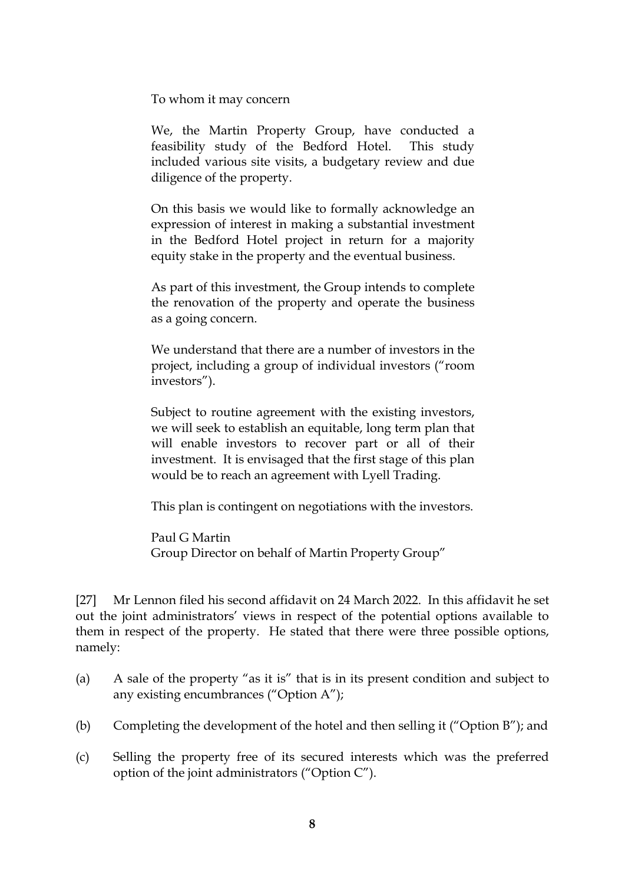> To whom it may concern
>
> We, the Martin Property Group, have conducted a feasibility study of the Bedford Hotel. This study included various site visits, a budgetary review and due diligence of the property.
>
> On this basis we would like to formally acknowledge an expression of interest in making a substantial investment in the Bedford Hotel project in return for a majority equity stake in the property and the eventual business.
>
> As part of this investment, the Group intends to complete the renovation of the property and operate the business as a going concern.
>
> We understand that there are a number of investors in the project, including a group of individual investors ("room investors").
>
> Subject to routine agreement with the existing investors, we will seek to establish an equitable, long term plan that will enable investors to recover part or all of their investment. It is envisaged that the first stage of this plan would be to reach an agreement with Lyell Trading.
>
> This plan is contingent on negotiations with the investors.
>
> Paul G Martin
> Group Director on behalf of Martin Property Group"

[27] Mr Lennon filed his second affidavit on 24 March 2022. In this affidavit he set out the joint administrators' views in respect of the potential options available to them in respect of the property. He stated that there were three possible options, namely:

(a) A sale of the property "as it is" that is in its present condition and subject to any existing encumbrances ("Option A");

(b) Completing the development of the hotel and then selling it ("Option B"); and

(c) Selling the property free of its secured interests which was the preferred option of the joint administrators ("Option C").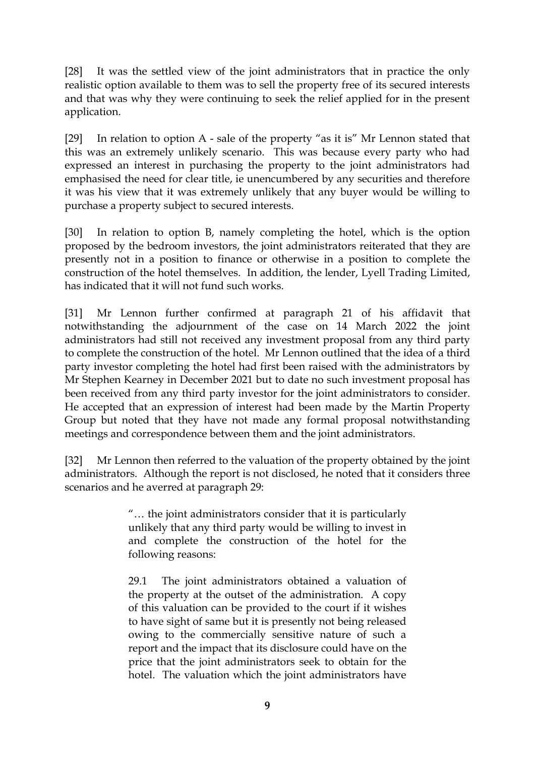[28] It was the settled view of the joint administrators that in practice the only realistic option available to them was to sell the property free of its secured interests and that was why they were continuing to seek the relief applied for in the present application.

[29] In relation to option A - sale of the property "as it is" Mr Lennon stated that this was an extremely unlikely scenario. This was because every party who had expressed an interest in purchasing the property to the joint administrators had emphasised the need for clear title, ie unencumbered by any securities and therefore it was his view that it was extremely unlikely that any buyer would be willing to purchase a property subject to secured interests.

[30] In relation to option B, namely completing the hotel, which is the option proposed by the bedroom investors, the joint administrators reiterated that they are presently not in a position to finance or otherwise in a position to complete the construction of the hotel themselves. In addition, the lender, Lyell Trading Limited, has indicated that it will not fund such works.

[31] Mr Lennon further confirmed at paragraph 21 of his affidavit that notwithstanding the adjournment of the case on 14 March 2022 the joint administrators had still not received any investment proposal from any third party to complete the construction of the hotel. Mr Lennon outlined that the idea of a third party investor completing the hotel had first been raised with the administrators by Mr Stephen Kearney in December 2021 but to date no such investment proposal has been received from any third party investor for the joint administrators to consider. He accepted that an expression of interest had been made by the Martin Property Group but noted that they have not made any formal proposal notwithstanding meetings and correspondence between them and the joint administrators.

[32] Mr Lennon then referred to the valuation of the property obtained by the joint administrators. Although the report is not disclosed, he noted that it considers three scenarios and he averred at paragraph 29:

> "… the joint administrators consider that it is particularly unlikely that any third party would be willing to invest in and complete the construction of the hotel for the following reasons:
>
> 29.1 The joint administrators obtained a valuation of the property at the outset of the administration. A copy of this valuation can be provided to the court if it wishes to have sight of same but it is presently not being released owing to the commercially sensitive nature of such a report and the impact that its disclosure could have on the price that the joint administrators seek to obtain for the hotel. The valuation which the joint administrators have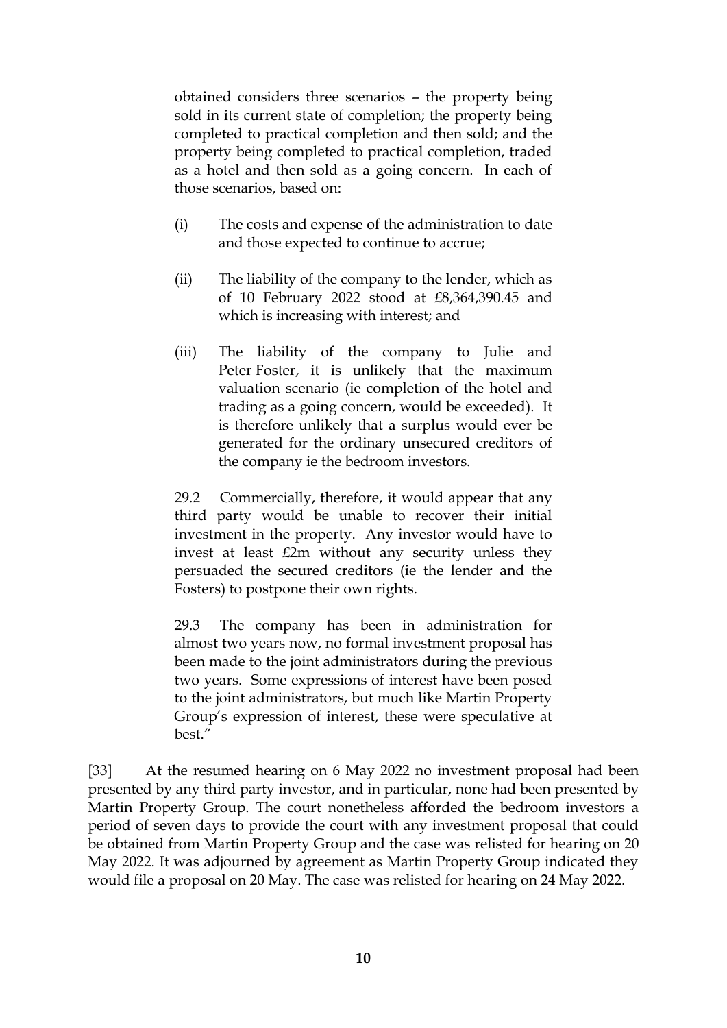obtained considers three scenarios – the property being sold in its current state of completion; the property being completed to practical completion and then sold; and the property being completed to practical completion, traded as a hotel and then sold as a going concern. In each of those scenarios, based on:

(i) The costs and expense of the administration to date and those expected to continue to accrue;

(ii) The liability of the company to the lender, which as of 10 February 2022 stood at £8,364,390.45 and which is increasing with interest; and

(iii) The liability of the company to Julie and Peter Foster, it is unlikely that the maximum valuation scenario (ie completion of the hotel and trading as a going concern, would be exceeded). It is therefore unlikely that a surplus would ever be generated for the ordinary unsecured creditors of the company ie the bedroom investors.

29.2 Commercially, therefore, it would appear that any third party would be unable to recover their initial investment in the property. Any investor would have to invest at least £2m without any security unless they persuaded the secured creditors (ie the lender and the Fosters) to postpone their own rights.

29.3 The company has been in administration for almost two years now, no formal investment proposal has been made to the joint administrators during the previous two years. Some expressions of interest have been posed to the joint administrators, but much like Martin Property Group's expression of interest, these were speculative at best."

[33] At the resumed hearing on 6 May 2022 no investment proposal had been presented by any third party investor, and in particular, none had been presented by Martin Property Group. The court nonetheless afforded the bedroom investors a period of seven days to provide the court with any investment proposal that could be obtained from Martin Property Group and the case was relisted for hearing on 20 May 2022. It was adjourned by agreement as Martin Property Group indicated they would file a proposal on 20 May. The case was relisted for hearing on 24 May 2022.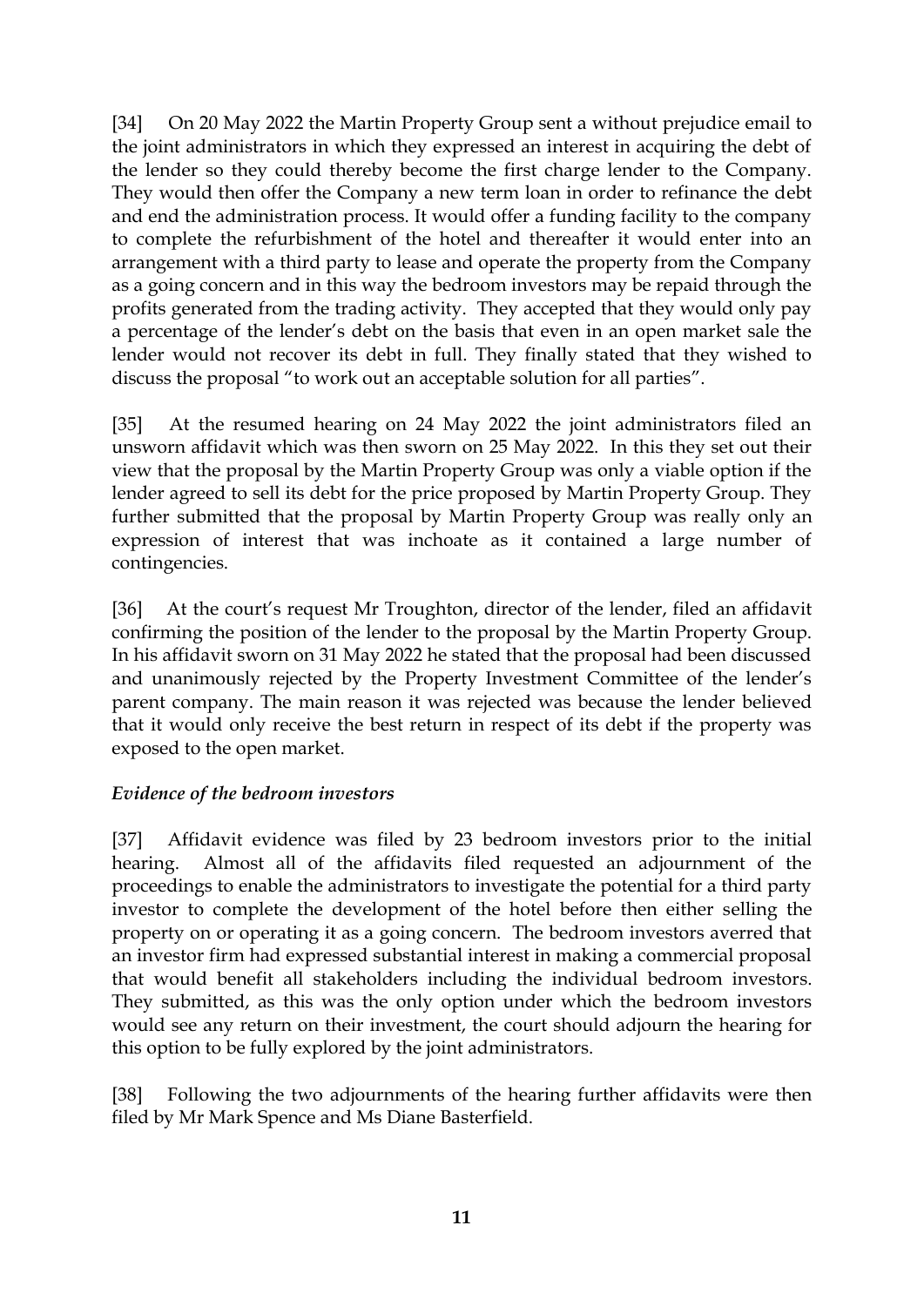[34] On 20 May 2022 the Martin Property Group sent a without prejudice email to the joint administrators in which they expressed an interest in acquiring the debt of the lender so they could thereby become the first charge lender to the Company. They would then offer the Company a new term loan in order to refinance the debt and end the administration process. It would offer a funding facility to the company to complete the refurbishment of the hotel and thereafter it would enter into an arrangement with a third party to lease and operate the property from the Company as a going concern and in this way the bedroom investors may be repaid through the profits generated from the trading activity. They accepted that they would only pay a percentage of the lender's debt on the basis that even in an open market sale the lender would not recover its debt in full. They finally stated that they wished to discuss the proposal "to work out an acceptable solution for all parties".

[35] At the resumed hearing on 24 May 2022 the joint administrators filed an unsworn affidavit which was then sworn on 25 May 2022. In this they set out their view that the proposal by the Martin Property Group was only a viable option if the lender agreed to sell its debt for the price proposed by Martin Property Group. They further submitted that the proposal by Martin Property Group was really only an expression of interest that was inchoate as it contained a large number of contingencies.

[36] At the court's request Mr Troughton, director of the lender, filed an affidavit confirming the position of the lender to the proposal by the Martin Property Group. In his affidavit sworn on 31 May 2022 he stated that the proposal had been discussed and unanimously rejected by the Property Investment Committee of the lender's parent company. The main reason it was rejected was because the lender believed that it would only receive the best return in respect of its debt if the property was exposed to the open market.

*Evidence of the bedroom investors*

[37] Affidavit evidence was filed by 23 bedroom investors prior to the initial hearing. Almost all of the affidavits filed requested an adjournment of the proceedings to enable the administrators to investigate the potential for a third party investor to complete the development of the hotel before then either selling the property on or operating it as a going concern. The bedroom investors averred that an investor firm had expressed substantial interest in making a commercial proposal that would benefit all stakeholders including the individual bedroom investors. They submitted, as this was the only option under which the bedroom investors would see any return on their investment, the court should adjourn the hearing for this option to be fully explored by the joint administrators.

[38] Following the two adjournments of the hearing further affidavits were then filed by Mr Mark Spence and Ms Diane Basterfield.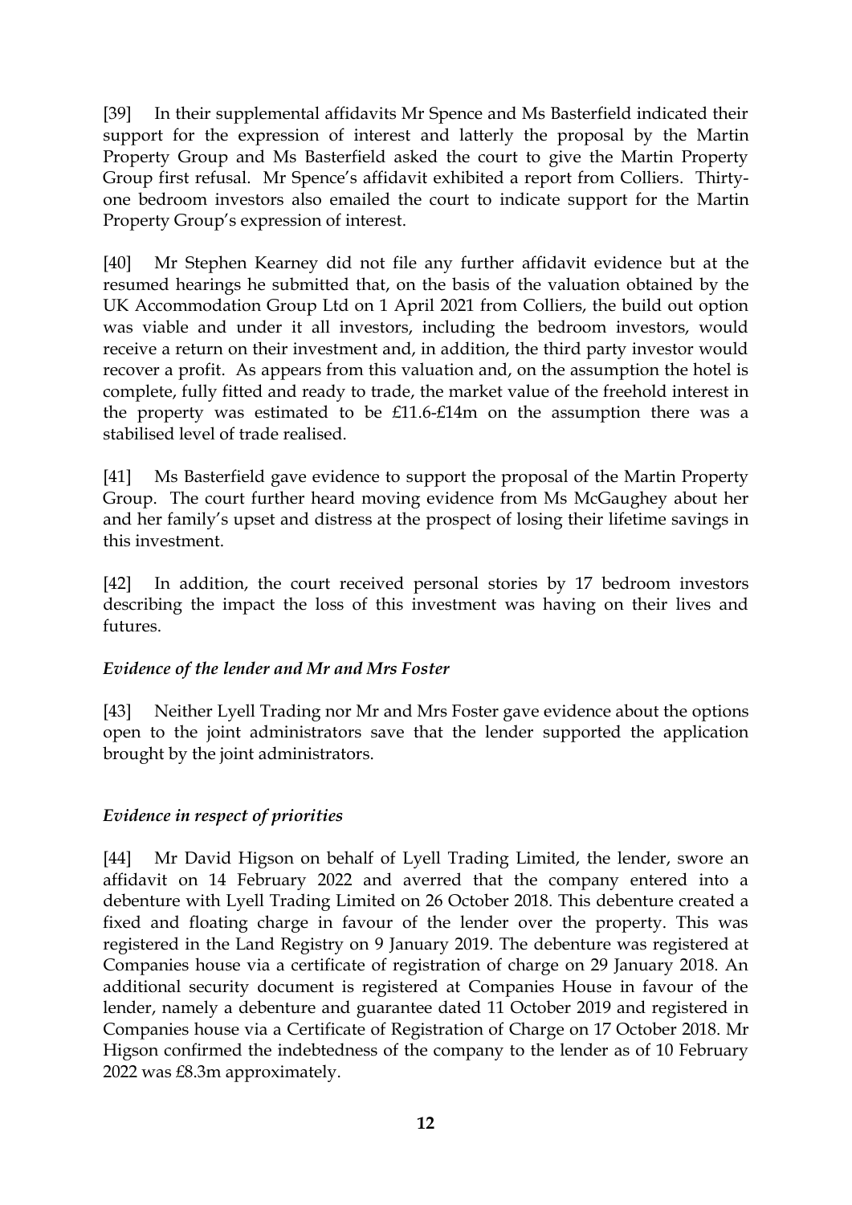[39] In their supplemental affidavits Mr Spence and Ms Basterfield indicated their support for the expression of interest and latterly the proposal by the Martin Property Group and Ms Basterfield asked the court to give the Martin Property Group first refusal. Mr Spence's affidavit exhibited a report from Colliers. Thirty-one bedroom investors also emailed the court to indicate support for the Martin Property Group's expression of interest.

[40] Mr Stephen Kearney did not file any further affidavit evidence but at the resumed hearings he submitted that, on the basis of the valuation obtained by the UK Accommodation Group Ltd on 1 April 2021 from Colliers, the build out option was viable and under it all investors, including the bedroom investors, would receive a return on their investment and, in addition, the third party investor would recover a profit. As appears from this valuation and, on the assumption the hotel is complete, fully fitted and ready to trade, the market value of the freehold interest in the property was estimated to be £11.6-£14m on the assumption there was a stabilised level of trade realised.

[41] Ms Basterfield gave evidence to support the proposal of the Martin Property Group. The court further heard moving evidence from Ms McGaughey about her and her family's upset and distress at the prospect of losing their lifetime savings in this investment.

[42] In addition, the court received personal stories by 17 bedroom investors describing the impact the loss of this investment was having on their lives and futures.

*Evidence of the lender and Mr and Mrs Foster*

[43] Neither Lyell Trading nor Mr and Mrs Foster gave evidence about the options open to the joint administrators save that the lender supported the application brought by the joint administrators.

*Evidence in respect of priorities*

[44] Mr David Higson on behalf of Lyell Trading Limited, the lender, swore an affidavit on 14 February 2022 and averred that the company entered into a debenture with Lyell Trading Limited on 26 October 2018. This debenture created a fixed and floating charge in favour of the lender over the property. This was registered in the Land Registry on 9 January 2019. The debenture was registered at Companies house via a certificate of registration of charge on 29 January 2018. An additional security document is registered at Companies House in favour of the lender, namely a debenture and guarantee dated 11 October 2019 and registered in Companies house via a Certificate of Registration of Charge on 17 October 2018. Mr Higson confirmed the indebtedness of the company to the lender as of 10 February 2022 was £8.3m approximately.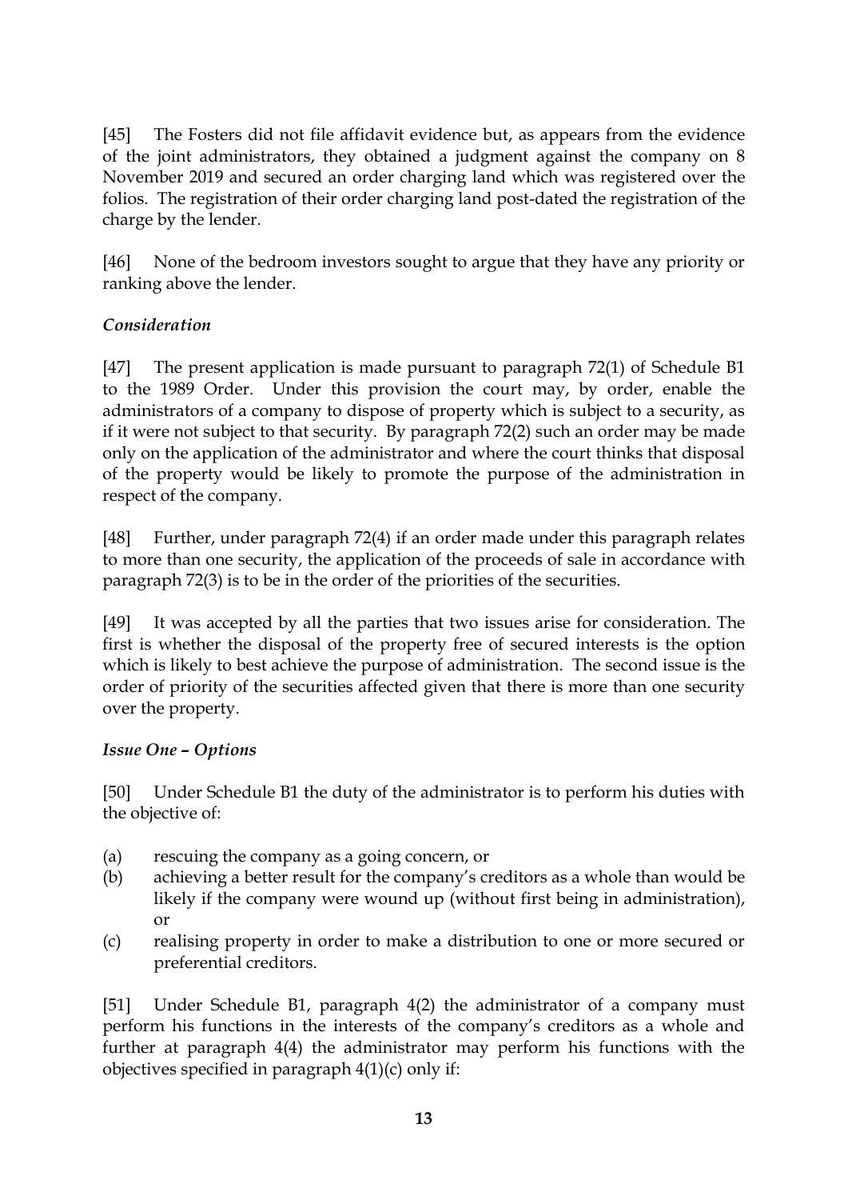[45] The Fosters did not file affidavit evidence but, as appears from the evidence of the joint administrators, they obtained a judgment against the company on 8 November 2019 and secured an order charging land which was registered over the folios. The registration of their order charging land post-dated the registration of the charge by the lender.

[46] None of the bedroom investors sought to argue that they have any priority or ranking above the lender.

*Consideration*

[47] The present application is made pursuant to paragraph 72(1) of Schedule B1 to the 1989 Order. Under this provision the court may, by order, enable the administrators of a company to dispose of property which is subject to a security, as if it were not subject to that security. By paragraph 72(2) such an order may be made only on the application of the administrator and where the court thinks that disposal of the property would be likely to promote the purpose of the administration in respect of the company.

[48] Further, under paragraph 72(4) if an order made under this paragraph relates to more than one security, the application of the proceeds of sale in accordance with paragraph 72(3) is to be in the order of the priorities of the securities.

[49] It was accepted by all the parties that two issues arise for consideration. The first is whether the disposal of the property free of secured interests is the option which is likely to best achieve the purpose of administration. The second issue is the order of priority of the securities affected given that there is more than one security over the property.

*Issue One – Options*

[50] Under Schedule B1 the duty of the administrator is to perform his duties with the objective of:

(a) rescuing the company as a going concern, or
(b) achieving a better result for the company's creditors as a whole than would be likely if the company were wound up (without first being in administration), or
(c) realising property in order to make a distribution to one or more secured or preferential creditors.

[51] Under Schedule B1, paragraph 4(2) the administrator of a company must perform his functions in the interests of the company's creditors as a whole and further at paragraph 4(4) the administrator may perform his functions with the objectives specified in paragraph 4(1)(c) only if: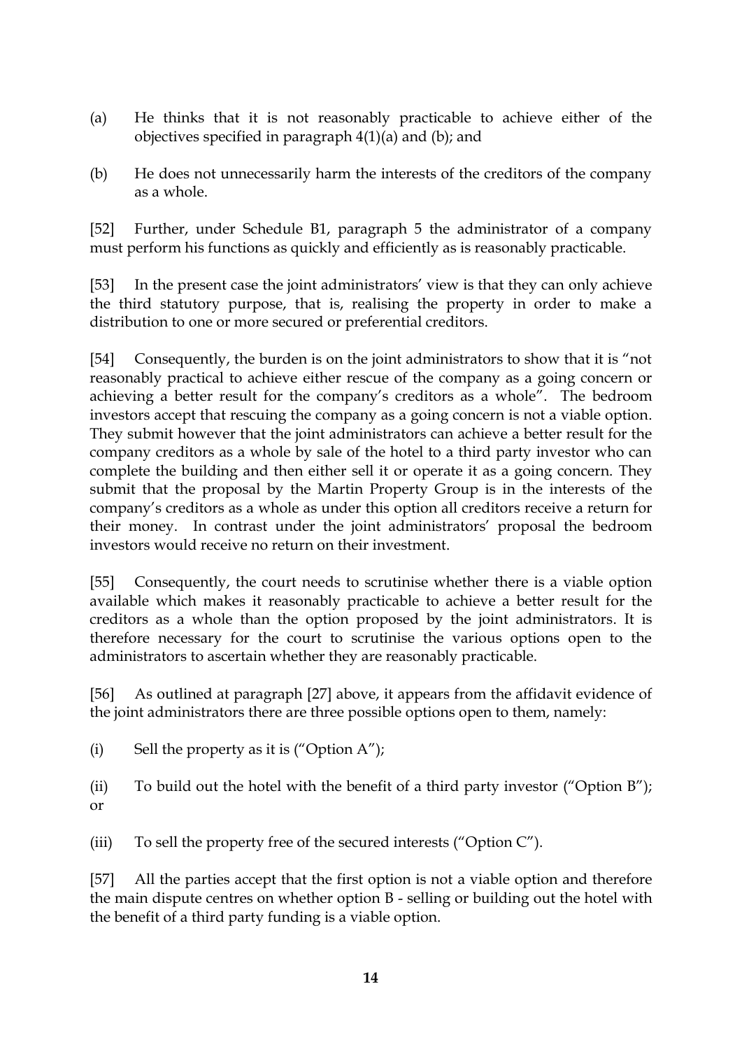(a) He thinks that it is not reasonably practicable to achieve either of the objectives specified in paragraph 4(1)(a) and (b); and

(b) He does not unnecessarily harm the interests of the creditors of the company as a whole.

[52] Further, under Schedule B1, paragraph 5 the administrator of a company must perform his functions as quickly and efficiently as is reasonably practicable.

[53] In the present case the joint administrators' view is that they can only achieve the third statutory purpose, that is, realising the property in order to make a distribution to one or more secured or preferential creditors.

[54] Consequently, the burden is on the joint administrators to show that it is "not reasonably practical to achieve either rescue of the company as a going concern or achieving a better result for the company's creditors as a whole". The bedroom investors accept that rescuing the company as a going concern is not a viable option. They submit however that the joint administrators can achieve a better result for the company creditors as a whole by sale of the hotel to a third party investor who can complete the building and then either sell it or operate it as a going concern. They submit that the proposal by the Martin Property Group is in the interests of the company's creditors as a whole as under this option all creditors receive a return for their money. In contrast under the joint administrators' proposal the bedroom investors would receive no return on their investment.

[55] Consequently, the court needs to scrutinise whether there is a viable option available which makes it reasonably practicable to achieve a better result for the creditors as a whole than the option proposed by the joint administrators. It is therefore necessary for the court to scrutinise the various options open to the administrators to ascertain whether they are reasonably practicable.

[56] As outlined at paragraph [27] above, it appears from the affidavit evidence of the joint administrators there are three possible options open to them, namely:

(i) Sell the property as it is ("Option A");

(ii) To build out the hotel with the benefit of a third party investor ("Option B"); or

(iii) To sell the property free of the secured interests ("Option C").

[57] All the parties accept that the first option is not a viable option and therefore the main dispute centres on whether option B - selling or building out the hotel with the benefit of a third party funding is a viable option.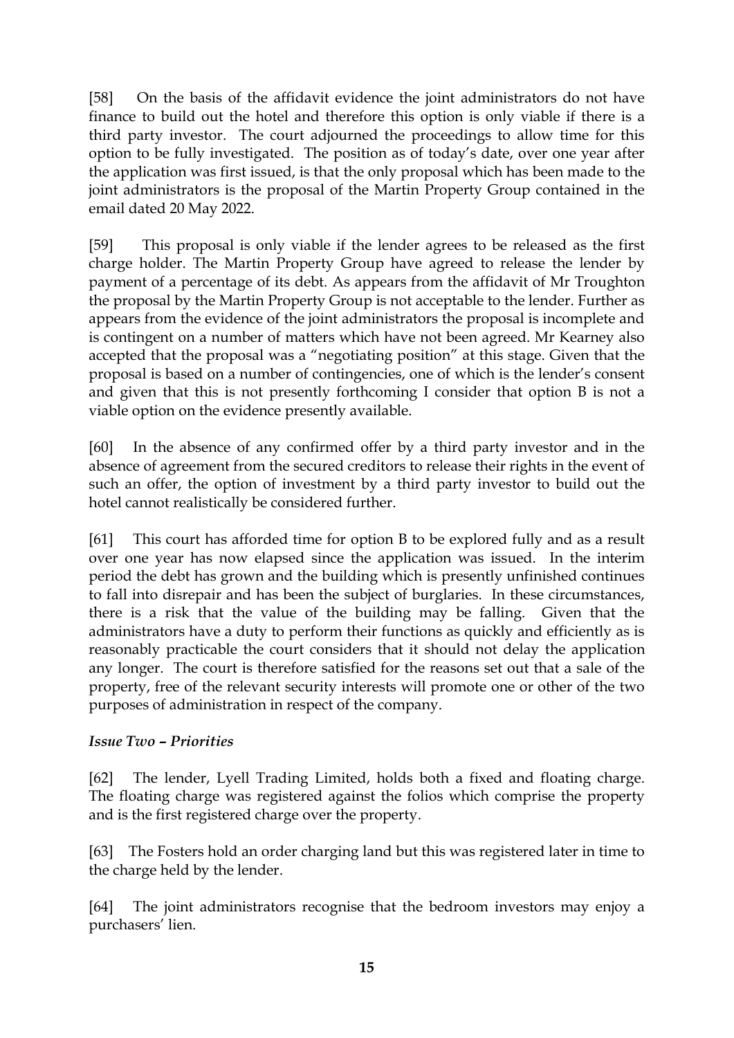[58] On the basis of the affidavit evidence the joint administrators do not have finance to build out the hotel and therefore this option is only viable if there is a third party investor. The court adjourned the proceedings to allow time for this option to be fully investigated. The position as of today's date, over one year after the application was first issued, is that the only proposal which has been made to the joint administrators is the proposal of the Martin Property Group contained in the email dated 20 May 2022.

[59] This proposal is only viable if the lender agrees to be released as the first charge holder. The Martin Property Group have agreed to release the lender by payment of a percentage of its debt. As appears from the affidavit of Mr Troughton the proposal by the Martin Property Group is not acceptable to the lender. Further as appears from the evidence of the joint administrators the proposal is incomplete and is contingent on a number of matters which have not been agreed. Mr Kearney also accepted that the proposal was a "negotiating position" at this stage. Given that the proposal is based on a number of contingencies, one of which is the lender's consent and given that this is not presently forthcoming I consider that option B is not a viable option on the evidence presently available.

[60] In the absence of any confirmed offer by a third party investor and in the absence of agreement from the secured creditors to release their rights in the event of such an offer, the option of investment by a third party investor to build out the hotel cannot realistically be considered further.

[61] This court has afforded time for option B to be explored fully and as a result over one year has now elapsed since the application was issued. In the interim period the debt has grown and the building which is presently unfinished continues to fall into disrepair and has been the subject of burglaries. In these circumstances, there is a risk that the value of the building may be falling. Given that the administrators have a duty to perform their functions as quickly and efficiently as is reasonably practicable the court considers that it should not delay the application any longer. The court is therefore satisfied for the reasons set out that a sale of the property, free of the relevant security interests will promote one or other of the two purposes of administration in respect of the company.

### *Issue Two – Priorities*

[62] The lender, Lyell Trading Limited, holds both a fixed and floating charge. The floating charge was registered against the folios which comprise the property and is the first registered charge over the property.

[63] The Fosters hold an order charging land but this was registered later in time to the charge held by the lender.

[64] The joint administrators recognise that the bedroom investors may enjoy a purchasers' lien.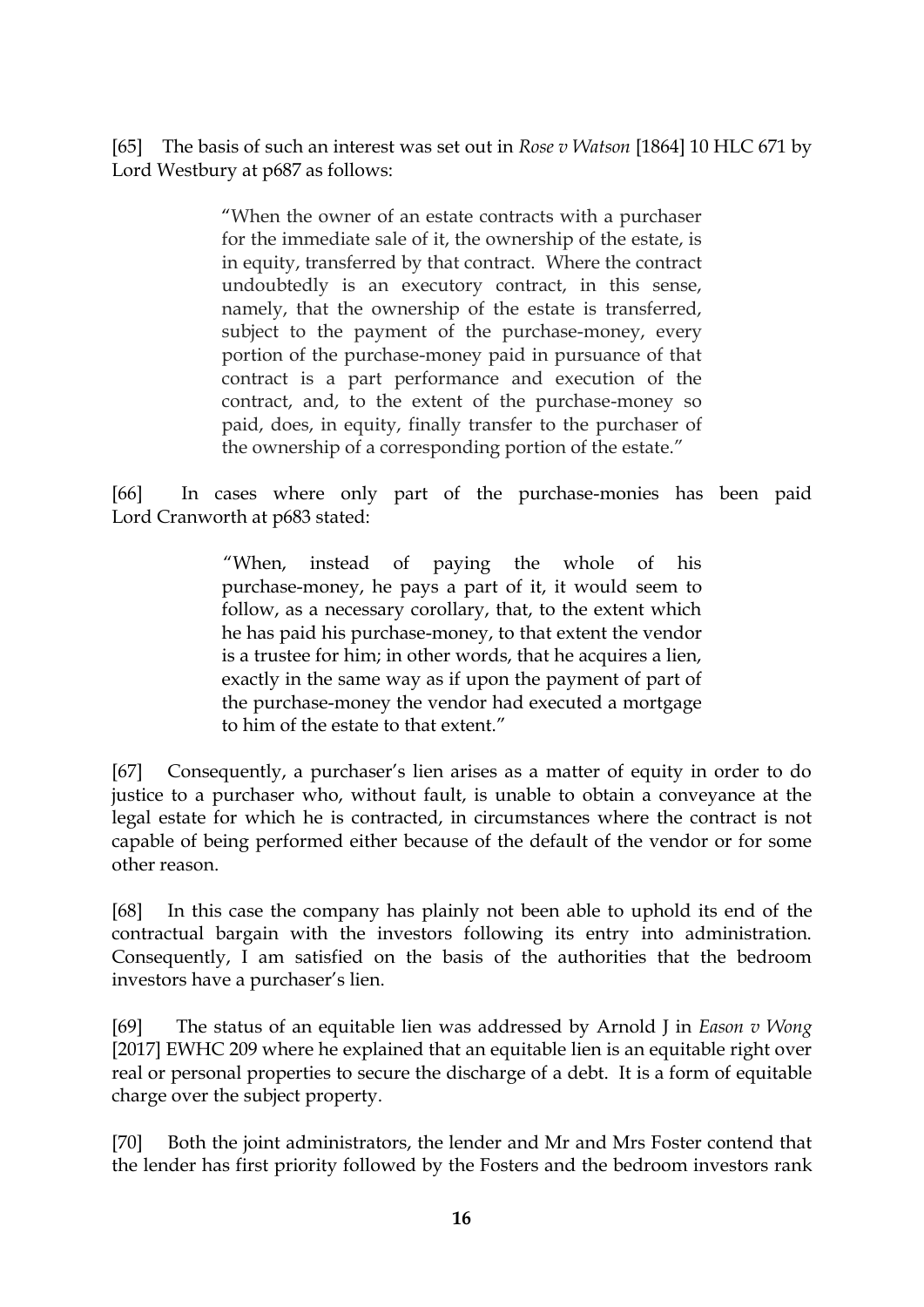[65] The basis of such an interest was set out in *Rose v Watson* [1864] 10 HLC 671 by Lord Westbury at p687 as follows:

> "When the owner of an estate contracts with a purchaser for the immediate sale of it, the ownership of the estate, is in equity, transferred by that contract. Where the contract undoubtedly is an executory contract, in this sense, namely, that the ownership of the estate is transferred, subject to the payment of the purchase-money, every portion of the purchase-money paid in pursuance of that contract is a part performance and execution of the contract, and, to the extent of the purchase-money so paid, does, in equity, finally transfer to the purchaser of the ownership of a corresponding portion of the estate."

[66] In cases where only part of the purchase-monies has been paid Lord Cranworth at p683 stated:

> "When, instead of paying the whole of his purchase-money, he pays a part of it, it would seem to follow, as a necessary corollary, that, to the extent which he has paid his purchase-money, to that extent the vendor is a trustee for him; in other words, that he acquires a lien, exactly in the same way as if upon the payment of part of the purchase-money the vendor had executed a mortgage to him of the estate to that extent."

[67] Consequently, a purchaser's lien arises as a matter of equity in order to do justice to a purchaser who, without fault, is unable to obtain a conveyance at the legal estate for which he is contracted, in circumstances where the contract is not capable of being performed either because of the default of the vendor or for some other reason.

[68] In this case the company has plainly not been able to uphold its end of the contractual bargain with the investors following its entry into administration. Consequently, I am satisfied on the basis of the authorities that the bedroom investors have a purchaser's lien.

[69] The status of an equitable lien was addressed by Arnold J in *Eason v Wong* [2017] EWHC 209 where he explained that an equitable lien is an equitable right over real or personal properties to secure the discharge of a debt. It is a form of equitable charge over the subject property.

[70] Both the joint administrators, the lender and Mr and Mrs Foster contend that the lender has first priority followed by the Fosters and the bedroom investors rank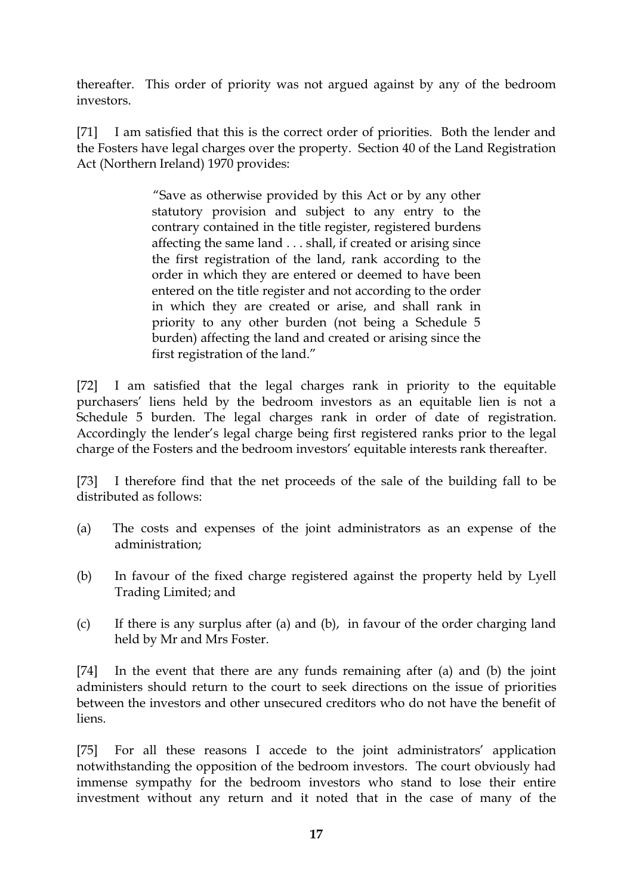thereafter. This order of priority was not argued against by any of the bedroom investors.

[71] I am satisfied that this is the correct order of priorities. Both the lender and the Fosters have legal charges over the property. Section 40 of the Land Registration Act (Northern Ireland) 1970 provides:

> "Save as otherwise provided by this Act or by any other statutory provision and subject to any entry to the contrary contained in the title register, registered burdens affecting the same land . . . shall, if created or arising since the first registration of the land, rank according to the order in which they are entered or deemed to have been entered on the title register and not according to the order in which they are created or arise, and shall rank in priority to any other burden (not being a Schedule 5 burden) affecting the land and created or arising since the first registration of the land."

[72] I am satisfied that the legal charges rank in priority to the equitable purchasers' liens held by the bedroom investors as an equitable lien is not a Schedule 5 burden. The legal charges rank in order of date of registration. Accordingly the lender's legal charge being first registered ranks prior to the legal charge of the Fosters and the bedroom investors' equitable interests rank thereafter.

[73] I therefore find that the net proceeds of the sale of the building fall to be distributed as follows:

(a) The costs and expenses of the joint administrators as an expense of the administration;

(b) In favour of the fixed charge registered against the property held by Lyell Trading Limited; and

(c) If there is any surplus after (a) and (b), in favour of the order charging land held by Mr and Mrs Foster.

[74] In the event that there are any funds remaining after (a) and (b) the joint administers should return to the court to seek directions on the issue of priorities between the investors and other unsecured creditors who do not have the benefit of liens.

[75] For all these reasons I accede to the joint administrators' application notwithstanding the opposition of the bedroom investors. The court obviously had immense sympathy for the bedroom investors who stand to lose their entire investment without any return and it noted that in the case of many of the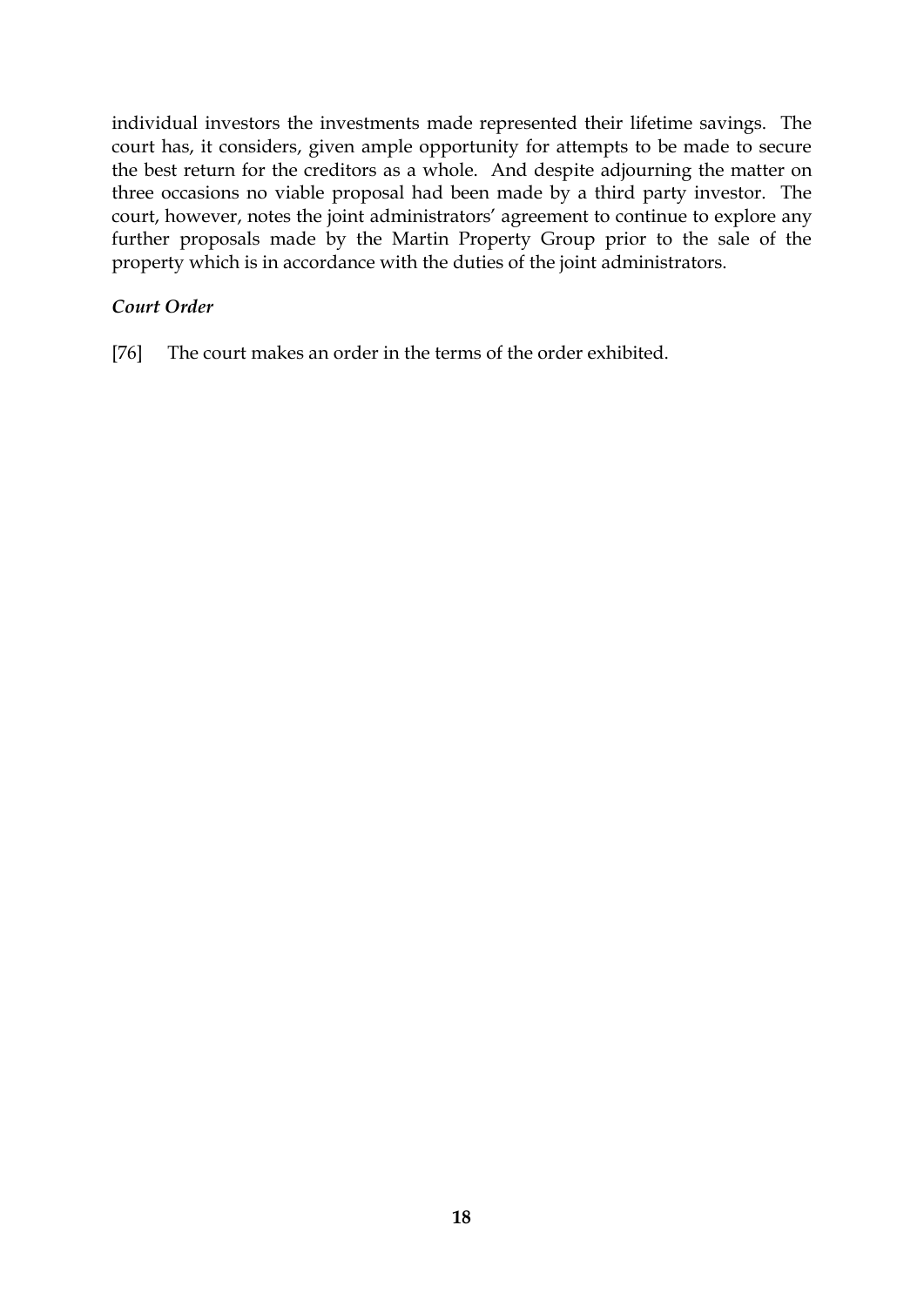individual investors the investments made represented their lifetime savings. The court has, it considers, given ample opportunity for attempts to be made to secure the best return for the creditors as a whole. And despite adjourning the matter on three occasions no viable proposal had been made by a third party investor. The court, however, notes the joint administrators' agreement to continue to explore any further proposals made by the Martin Property Group prior to the sale of the property which is in accordance with the duties of the joint administrators.

### *Court Order*

[76] The court makes an order in the terms of the order exhibited.